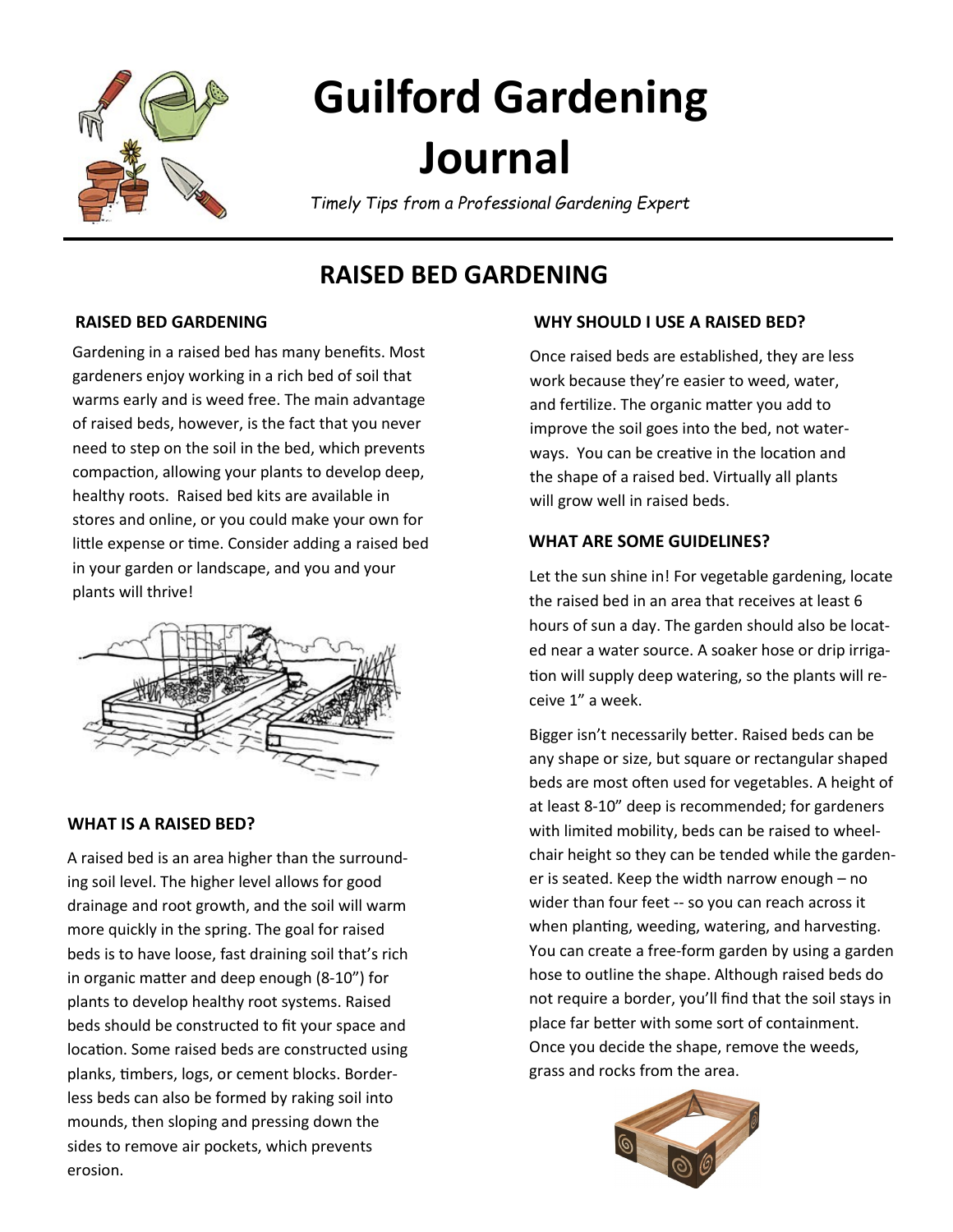# Guilford Gardening Journal

*Timely Tips from a Professional Gardening Expert*

## RAISED BED GARDENING

### RAISED BED GARDENING

Gardening in a raised bed has many benefits. Most gardeners enjoy working in a rich bed of soil that warms early and is weed free. The main advantage of raised beds, however, is the fact that you never need to step on the soil in the bed, which prevents compaction, allowing your plants to develop deep, healthy roots. Raised bed kits are available in stores and online, or you could make your own for little expense or time. Consider adding a raised bed in your garden or landscape, and you and your plants will thrive!

### WHAT IS A RAISED BED?

A raised bed is an area higher than the surrounding soil level. The higher level allows for good drainage and root growth, and the soil will warm more quickly in the spring. The goal for raised beds is to have loose, fast draining soil that's rich in organic matter and deep enough (8-10") for plants to develop healthy root systems. Raised beds should be constructed to fit your space and location. Some raised beds are constructed using planks, timbers, logs, or cement blocks. Borderless beds can also be formed by raking soil into mounds, then sloping and pressing down the sides to remove air pockets, which prevents erosion.

### WHY SHOULD I USE A RAISED BED?

Once raised beds are established, they are less work because they're easier to weed, water, and fertilize. The organic matter you add to improve the soil goes into the bed, not waterways. You can be creative in the location and the shape of a raised bed. Virtually all plants will grow well in raised beds.

### WHAT ARE SOME GUIDELINES?

Let the sun shine in! For vegetable gardening, locate the raised bed in an area that receives at least 6 hours of sun a day. The garden should also be located near a water source. A soaker hose or drip irrigation will supply deep watering, so the plants will receive 1" a week.

Bigger isn't necessarily better. Raised beds can be any shape or size, but square or rectangular shaped beds are most often used for vegetables. A height of at least 8-10" deep is recommended; for gardeners with limited mobility, beds can be raised to wheelchair height so they can be tended while the gardener is seated. Keep the width narrow enough – no wider than four feet -- so you can reach across it when planting, weeding, watering, and harvesting. You can create a free-form garden by using a garden hose to outline the shape. Although raised beds do not require a border, you'll find that the soil stays in place far better with some sort of containment. Once you decide the shape, remove the weeds, grass and rocks from the area.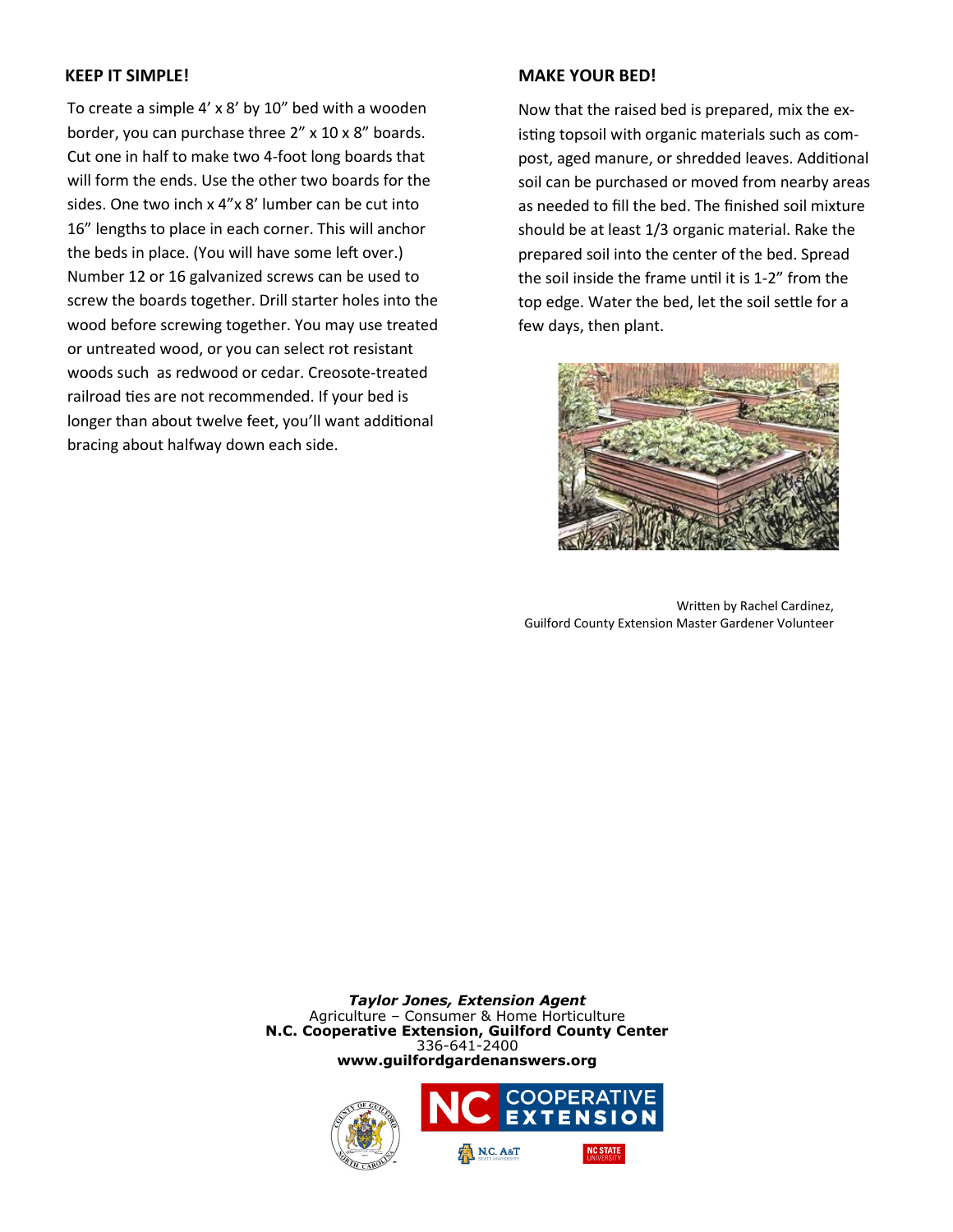## KEEP IT SIMPLE!

To create a simple 4' x 8' by 10" bed with a wooden border, you can purchase three 2" x 10 x 8" boards. Cut one in half to make two 4-foot long boards that will form the ends. Use the other two boards for the sides. One two inch x 4"x 8' lumber can be cut into 16" lengths to place in each corner. This will anchor the beds in place. (You will have some left over.) Number 12 or 16 galvanized screws can be used to screw the boards together. Drill starter holes into the wood before screwing together. You may use treated or untreated wood, or you can select rot resistant woods such as redwood or cedar. Creosote-treated railroad ties are not recommended. If your bed is longer than about twelve feet, you'll want additional bracing about halfway down each side.

## MAKE YOUR BED!

Now that the raised bed is prepared, mix the existing topsoil with organic materials such as compost, aged manure, or shredded leaves. Additional soil can be purchased or moved from nearby areas as needed to fill the bed. The finished soil mixture should be at least 1/3 organic material. Rake the prepared soil into the center of the bed. Spread the soil inside the frame until it is 1-2" from the top edge. Water the bed, let the soil settle for a few days, then plant.

Written by Rachel Cardinez,
Guilford County Extension Master Gardener Volunteer

***Taylor Jones, Extension Agent***
Agriculture – Consumer & Home Horticulture
**N.C. Cooperative Extension, Guilford County Center**
336-641-2400
**www.guilfordgardenanswers.org**